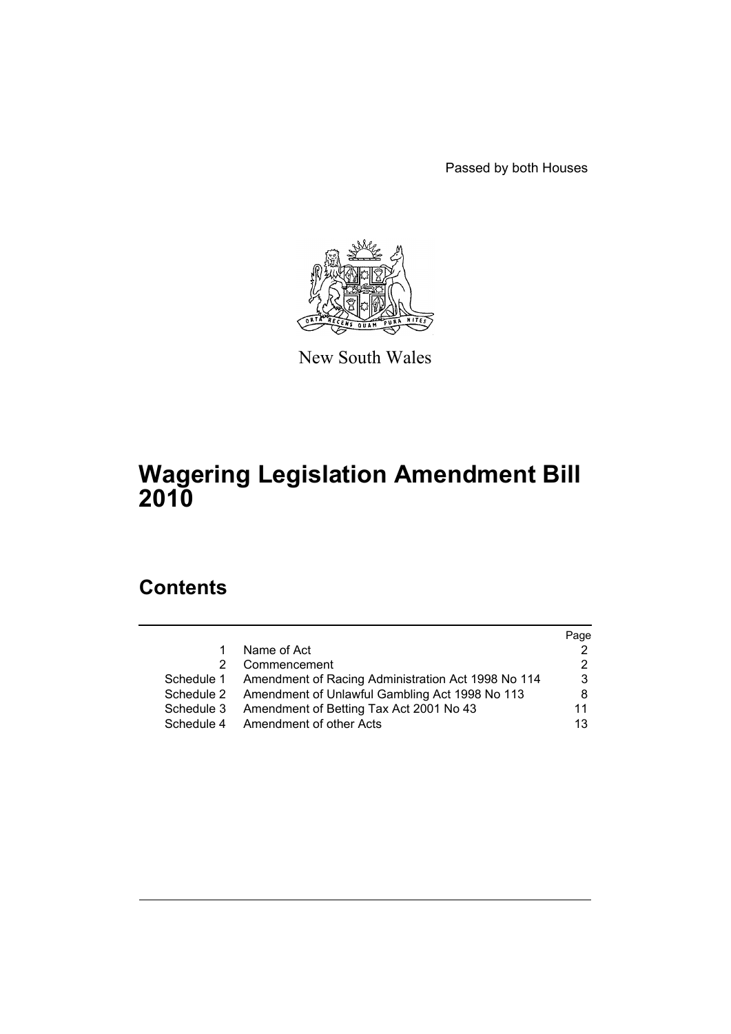Passed by both Houses

New South Wales

# Wagering Legislation Amendment Bill 2010

## Contents

| | | Page |
|---|---|---|
| 1 | Name of Act | 2 |
| 2 | Commencement | 2 |
| Schedule 1 | Amendment of Racing Administration Act 1998 No 114 | 3 |
| Schedule 2 | Amendment of Unlawful Gambling Act 1998 No 113 | 8 |
| Schedule 3 | Amendment of Betting Tax Act 2001 No 43 | 11 |
| Schedule 4 | Amendment of other Acts | 13 |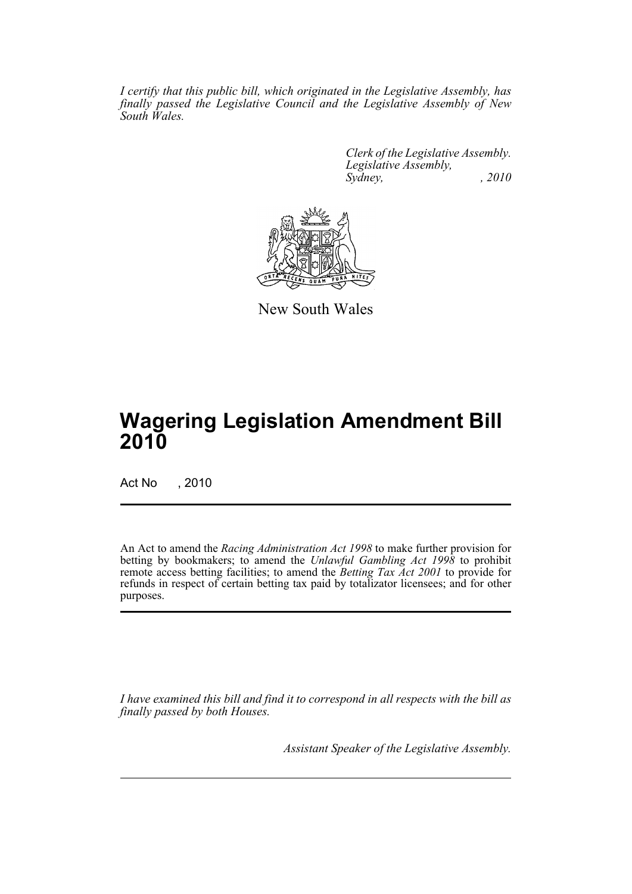*I certify that this public bill, which originated in the Legislative Assembly, has finally passed the Legislative Council and the Legislative Assembly of New South Wales.*

*Clerk of the Legislative Assembly.*
*Legislative Assembly,*
*Sydney, , 2010*

New South Wales

# Wagering Legislation Amendment Bill 2010

Act No , 2010

An Act to amend the *Racing Administration Act 1998* to make further provision for betting by bookmakers; to amend the *Unlawful Gambling Act 1998* to prohibit remote access betting facilities; to amend the *Betting Tax Act 2001* to provide for refunds in respect of certain betting tax paid by totalizator licensees; and for other purposes.

*I have examined this bill and find it to correspond in all respects with the bill as finally passed by both Houses.*

*Assistant Speaker of the Legislative Assembly.*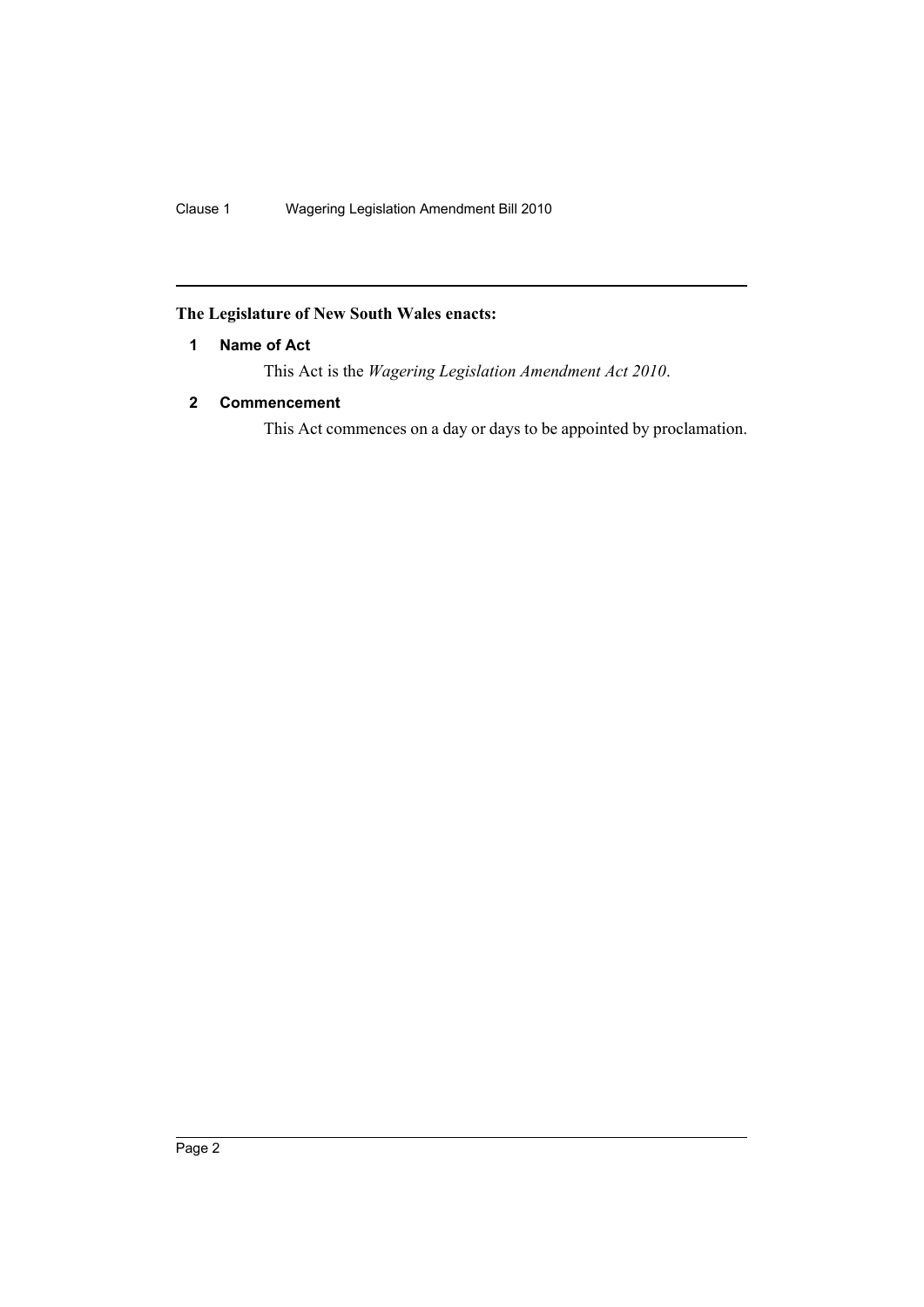## The Legislature of New South Wales enacts:

### 1 Name of Act

This Act is the *Wagering Legislation Amendment Act 2010*.

### 2 Commencement

This Act commences on a day or days to be appointed by proclamation.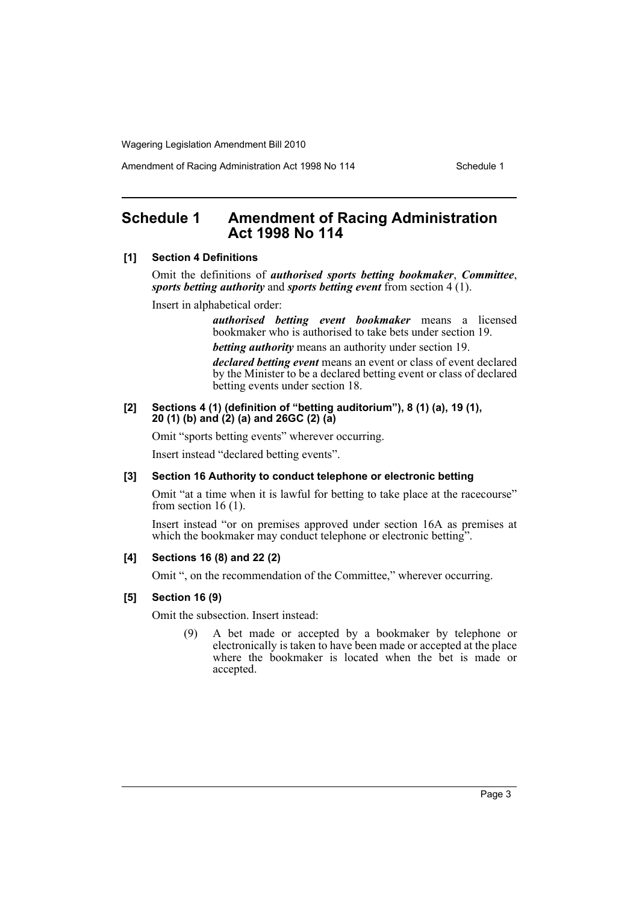# Schedule 1 Amendment of Racing Administration Act 1998 No 114

**[1] Section 4 Definitions**

Omit the definitions of ***authorised sports betting bookmaker***, ***Committee***, ***sports betting authority*** and ***sports betting event*** from section 4 (1).

Insert in alphabetical order:

> ***authorised betting event bookmaker*** means a licensed bookmaker who is authorised to take bets under section 19.
>
> ***betting authority*** means an authority under section 19.
>
> ***declared betting event*** means an event or class of event declared by the Minister to be a declared betting event or class of declared betting events under section 18.

**[2] Sections 4 (1) (definition of "betting auditorium"), 8 (1) (a), 19 (1), 20 (1) (b) and (2) (a) and 26GC (2) (a)**

Omit "sports betting events" wherever occurring.

Insert instead "declared betting events".

**[3] Section 16 Authority to conduct telephone or electronic betting**

Omit "at a time when it is lawful for betting to take place at the racecourse" from section 16 (1).

Insert instead "or on premises approved under section 16A as premises at which the bookmaker may conduct telephone or electronic betting".

**[4] Sections 16 (8) and 22 (2)**

Omit ", on the recommendation of the Committee," wherever occurring.

**[5] Section 16 (9)**

Omit the subsection. Insert instead:

> (9) A bet made or accepted by a bookmaker by telephone or electronically is taken to have been made or accepted at the place where the bookmaker is located when the bet is made or accepted.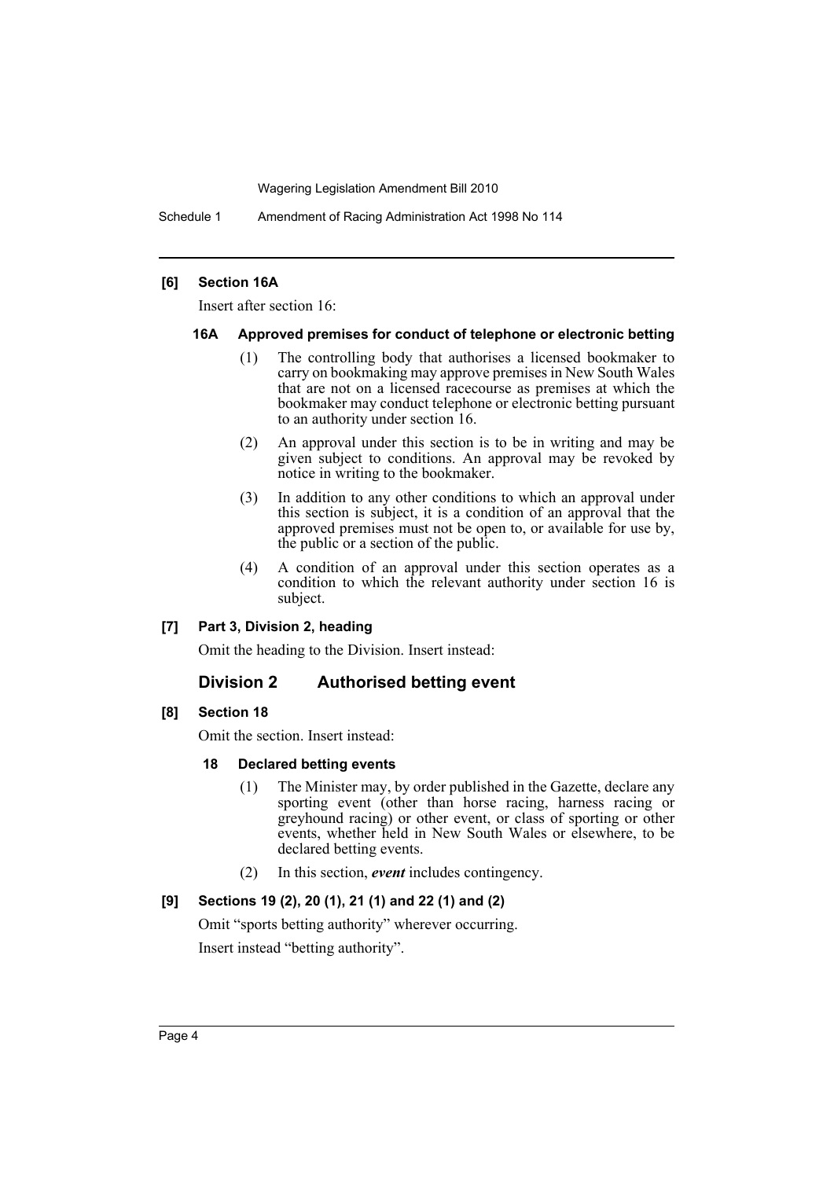**[6] Section 16A**

Insert after section 16:

**16A Approved premises for conduct of telephone or electronic betting**

(1) The controlling body that authorises a licensed bookmaker to carry on bookmaking may approve premises in New South Wales that are not on a licensed racecourse as premises at which the bookmaker may conduct telephone or electronic betting pursuant to an authority under section 16.

(2) An approval under this section is to be in writing and may be given subject to conditions. An approval may be revoked by notice in writing to the bookmaker.

(3) In addition to any other conditions to which an approval under this section is subject, it is a condition of an approval that the approved premises must not be open to, or available for use by, the public or a section of the public.

(4) A condition of an approval under this section operates as a condition to which the relevant authority under section 16 is subject.

**[7] Part 3, Division 2, heading**

Omit the heading to the Division. Insert instead:

## Division 2 Authorised betting event

**[8] Section 18**

Omit the section. Insert instead:

**18 Declared betting events**

(1) The Minister may, by order published in the Gazette, declare any sporting event (other than horse racing, harness racing or greyhound racing) or other event, or class of sporting or other events, whether held in New South Wales or elsewhere, to be declared betting events.

(2) In this section, ***event*** includes contingency.

**[9] Sections 19 (2), 20 (1), 21 (1) and 22 (1) and (2)**

Omit "sports betting authority" wherever occurring.

Insert instead "betting authority".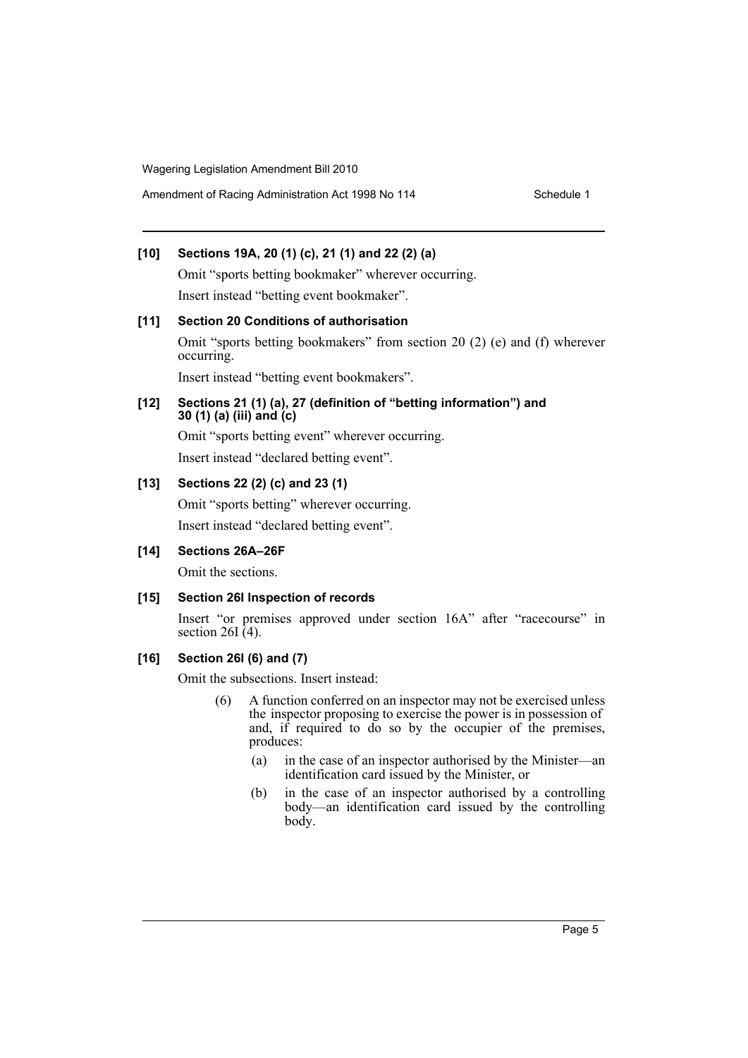**[10] Sections 19A, 20 (1) (c), 21 (1) and 22 (2) (a)**

Omit "sports betting bookmaker" wherever occurring.

Insert instead "betting event bookmaker".

**[11] Section 20 Conditions of authorisation**

Omit "sports betting bookmakers" from section 20 (2) (e) and (f) wherever occurring.

Insert instead "betting event bookmakers".

**[12] Sections 21 (1) (a), 27 (definition of "betting information") and 30 (1) (a) (iii) and (c)**

Omit "sports betting event" wherever occurring.

Insert instead "declared betting event".

**[13] Sections 22 (2) (c) and 23 (1)**

Omit "sports betting" wherever occurring.

Insert instead "declared betting event".

**[14] Sections 26A–26F**

Omit the sections.

**[15] Section 26I Inspection of records**

Insert "or premises approved under section 16A" after "racecourse" in section 26I (4).

**[16] Section 26I (6) and (7)**

Omit the subsections. Insert instead:

(6) A function conferred on an inspector may not be exercised unless the inspector proposing to exercise the power is in possession of and, if required to do so by the occupier of the premises, produces:

(a) in the case of an inspector authorised by the Minister—an identification card issued by the Minister, or

(b) in the case of an inspector authorised by a controlling body—an identification card issued by the controlling body.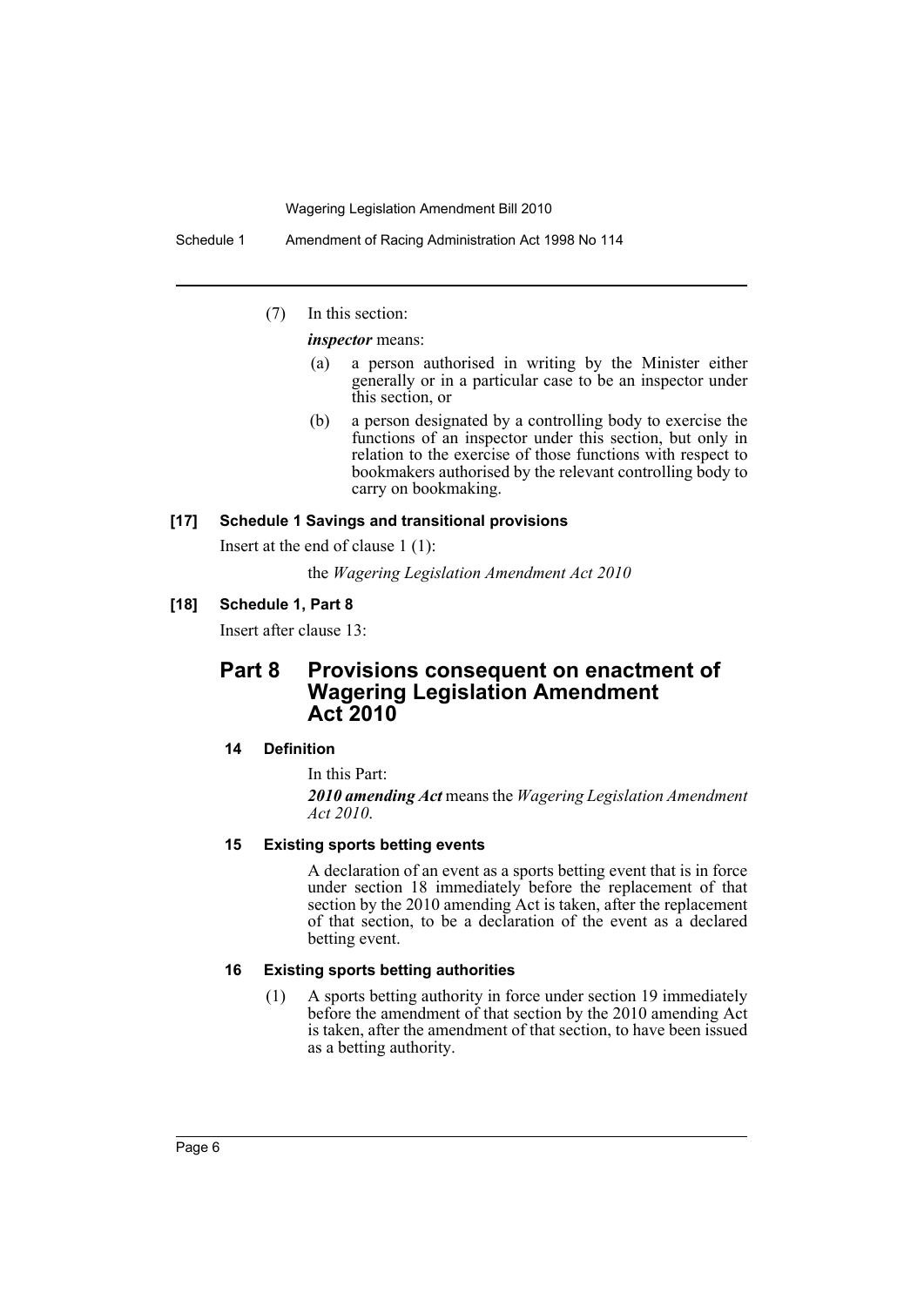(7) In this section:

***inspector*** means:

(a) a person authorised in writing by the Minister either generally or in a particular case to be an inspector under this section, or

(b) a person designated by a controlling body to exercise the functions of an inspector under this section, but only in relation to the exercise of those functions with respect to bookmakers authorised by the relevant controlling body to carry on bookmaking.

### [17] Schedule 1 Savings and transitional provisions

Insert at the end of clause 1 (1):

the *Wagering Legislation Amendment Act 2010*

### [18] Schedule 1, Part 8

Insert after clause 13:

## Part 8 Provisions consequent on enactment of Wagering Legislation Amendment Act 2010

#### 14 Definition

In this Part:

***2010 amending Act*** means the *Wagering Legislation Amendment Act 2010*.

#### 15 Existing sports betting events

A declaration of an event as a sports betting event that is in force under section 18 immediately before the replacement of that section by the 2010 amending Act is taken, after the replacement of that section, to be a declaration of the event as a declared betting event.

#### 16 Existing sports betting authorities

(1) A sports betting authority in force under section 19 immediately before the amendment of that section by the 2010 amending Act is taken, after the amendment of that section, to have been issued as a betting authority.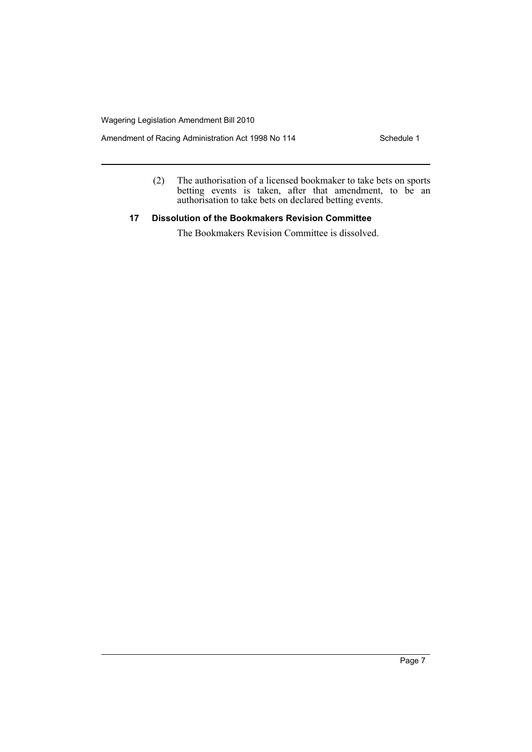(2) The authorisation of a licensed bookmaker to take bets on sports betting events is taken, after that amendment, to be an authorisation to take bets on declared betting events.

### 17 Dissolution of the Bookmakers Revision Committee

The Bookmakers Revision Committee is dissolved.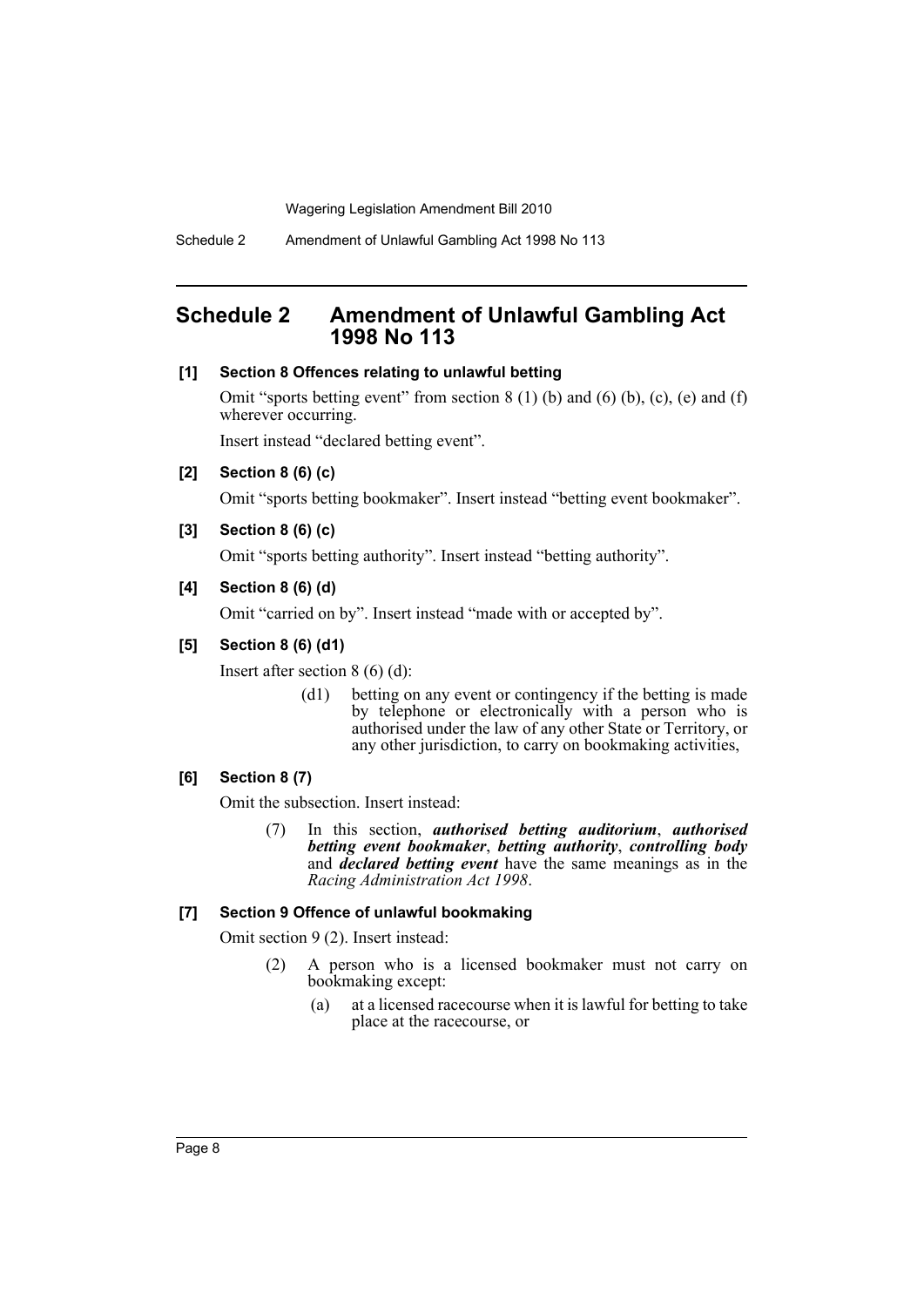# Schedule 2 Amendment of Unlawful Gambling Act 1998 No 113

**[1] Section 8 Offences relating to unlawful betting**

Omit "sports betting event" from section 8 (1) (b) and (6) (b), (c), (e) and (f) wherever occurring.

Insert instead "declared betting event".

**[2] Section 8 (6) (c)**

Omit "sports betting bookmaker". Insert instead "betting event bookmaker".

**[3] Section 8 (6) (c)**

Omit "sports betting authority". Insert instead "betting authority".

**[4] Section 8 (6) (d)**

Omit "carried on by". Insert instead "made with or accepted by".

**[5] Section 8 (6) (d1)**

Insert after section 8 (6) (d):

> (d1) betting on any event or contingency if the betting is made by telephone or electronically with a person who is authorised under the law of any other State or Territory, or any other jurisdiction, to carry on bookmaking activities,

**[6] Section 8 (7)**

Omit the subsection. Insert instead:

> (7) In this section, ***authorised betting auditorium***, ***authorised betting event bookmaker***, ***betting authority***, ***controlling body*** and ***declared betting event*** have the same meanings as in the *Racing Administration Act 1998*.

**[7] Section 9 Offence of unlawful bookmaking**

Omit section 9 (2). Insert instead:

> (2) A person who is a licensed bookmaker must not carry on bookmaking except:
>
> (a) at a licensed racecourse when it is lawful for betting to take place at the racecourse, or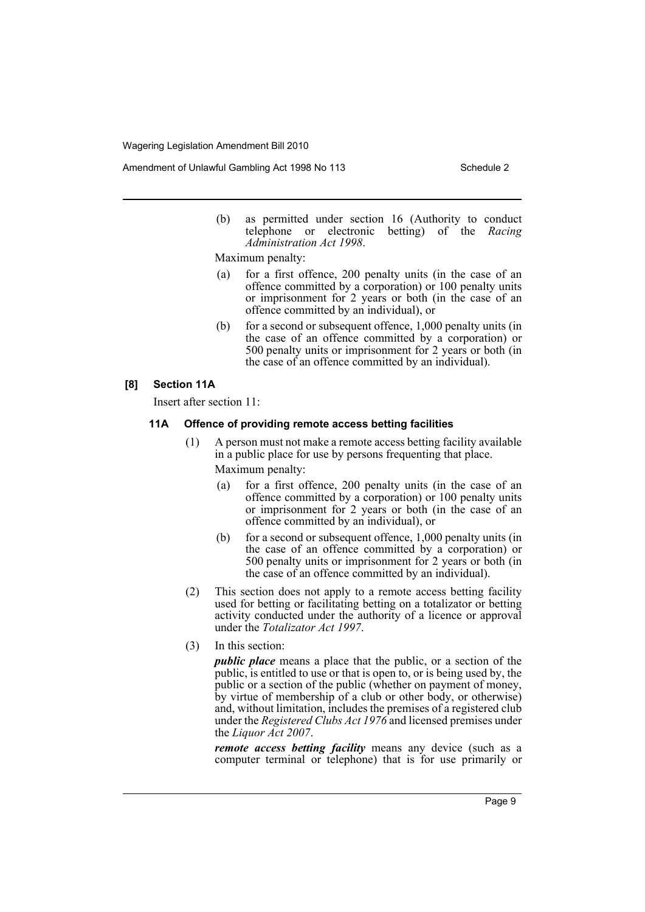(b) as permitted under section 16 (Authority to conduct telephone or electronic betting) of the *Racing Administration Act 1998*.

Maximum penalty:

(a) for a first offence, 200 penalty units (in the case of an offence committed by a corporation) or 100 penalty units or imprisonment for 2 years or both (in the case of an offence committed by an individual), or

(b) for a second or subsequent offence, 1,000 penalty units (in the case of an offence committed by a corporation) or 500 penalty units or imprisonment for 2 years or both (in the case of an offence committed by an individual).

### [8] Section 11A

Insert after section 11:

#### 11A Offence of providing remote access betting facilities

(1) A person must not make a remote access betting facility available in a public place for use by persons frequenting that place.

Maximum penalty:

(a) for a first offence, 200 penalty units (in the case of an offence committed by a corporation) or 100 penalty units or imprisonment for 2 years or both (in the case of an offence committed by an individual), or

(b) for a second or subsequent offence, 1,000 penalty units (in the case of an offence committed by a corporation) or 500 penalty units or imprisonment for 2 years or both (in the case of an offence committed by an individual).

(2) This section does not apply to a remote access betting facility used for betting or facilitating betting on a totalizator or betting activity conducted under the authority of a licence or approval under the *Totalizator Act 1997*.

(3) In this section:

***public place*** means a place that the public, or a section of the public, is entitled to use or that is open to, or is being used by, the public or a section of the public (whether on payment of money, by virtue of membership of a club or other body, or otherwise) and, without limitation, includes the premises of a registered club under the *Registered Clubs Act 1976* and licensed premises under the *Liquor Act 2007*.

***remote access betting facility*** means any device (such as a computer terminal or telephone) that is for use primarily or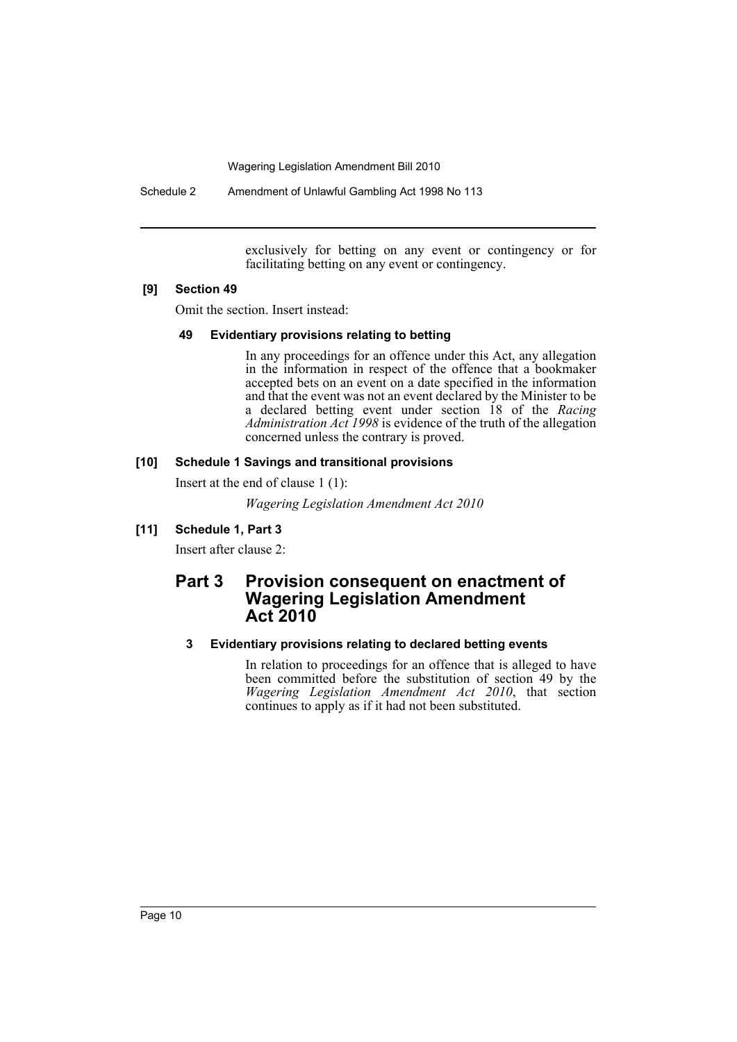exclusively for betting on any event or contingency or for facilitating betting on any event or contingency.

**[9] Section 49**

Omit the section. Insert instead:

**49 Evidentiary provisions relating to betting**

In any proceedings for an offence under this Act, any allegation in the information in respect of the offence that a bookmaker accepted bets on an event on a date specified in the information and that the event was not an event declared by the Minister to be a declared betting event under section 18 of the *Racing Administration Act 1998* is evidence of the truth of the allegation concerned unless the contrary is proved.

**[10] Schedule 1 Savings and transitional provisions**

Insert at the end of clause 1 (1):

*Wagering Legislation Amendment Act 2010*

**[11] Schedule 1, Part 3**

Insert after clause 2:

## Part 3 Provision consequent on enactment of Wagering Legislation Amendment Act 2010

**3 Evidentiary provisions relating to declared betting events**

In relation to proceedings for an offence that is alleged to have been committed before the substitution of section 49 by the *Wagering Legislation Amendment Act 2010*, that section continues to apply as if it had not been substituted.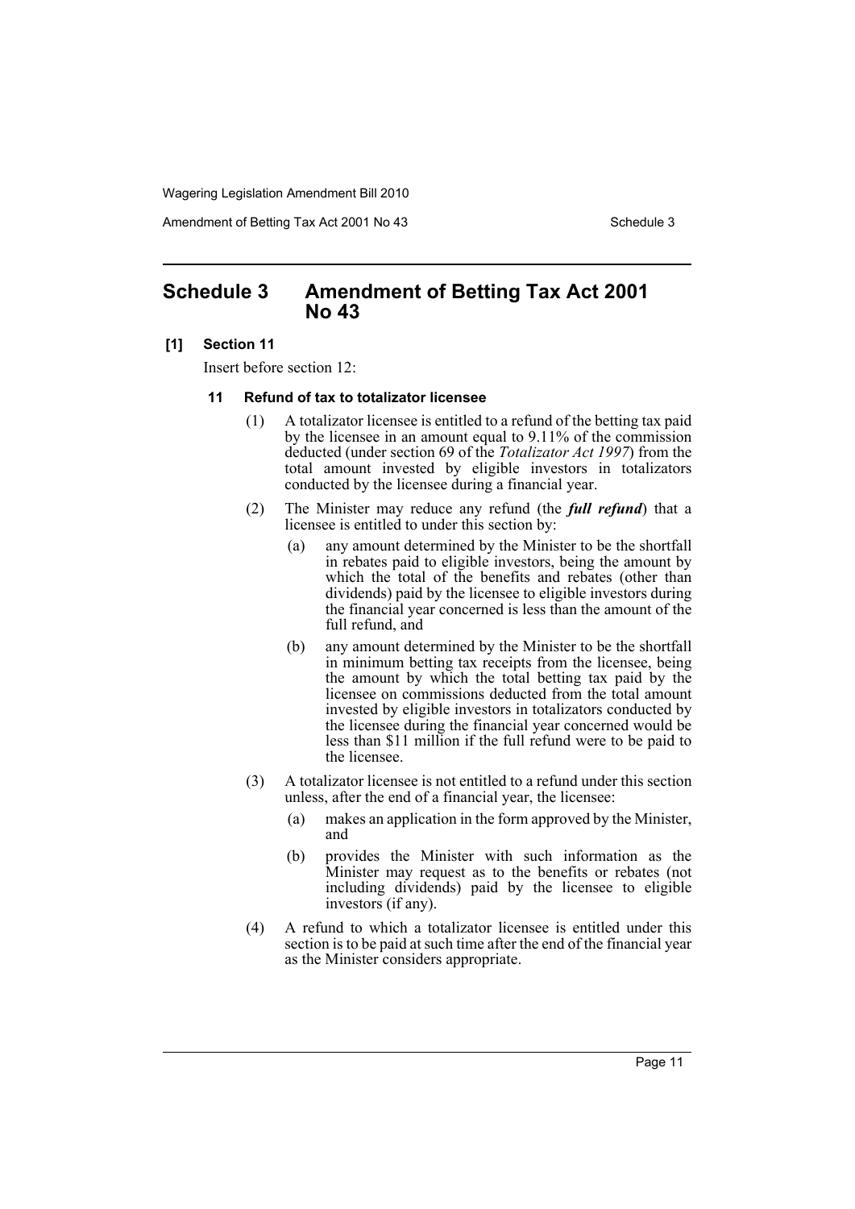# Schedule 3 Amendment of Betting Tax Act 2001 No 43

**[1] Section 11**

Insert before section 12:

**11 Refund of tax to totalizator licensee**

(1) A totalizator licensee is entitled to a refund of the betting tax paid by the licensee in an amount equal to 9.11% of the commission deducted (under section 69 of the *Totalizator Act 1997*) from the total amount invested by eligible investors in totalizators conducted by the licensee during a financial year.

(2) The Minister may reduce any refund (the ***full refund***) that a licensee is entitled to under this section by:

- (a) any amount determined by the Minister to be the shortfall in rebates paid to eligible investors, being the amount by which the total of the benefits and rebates (other than dividends) paid by the licensee to eligible investors during the financial year concerned is less than the amount of the full refund, and
- (b) any amount determined by the Minister to be the shortfall in minimum betting tax receipts from the licensee, being the amount by which the total betting tax paid by the licensee on commissions deducted from the total amount invested by eligible investors in totalizators conducted by the licensee during the financial year concerned would be less than $11 million if the full refund were to be paid to the licensee.

(3) A totalizator licensee is not entitled to a refund under this section unless, after the end of a financial year, the licensee:

- (a) makes an application in the form approved by the Minister, and
- (b) provides the Minister with such information as the Minister may request as to the benefits or rebates (not including dividends) paid by the licensee to eligible investors (if any).

(4) A refund to which a totalizator licensee is entitled under this section is to be paid at such time after the end of the financial year as the Minister considers appropriate.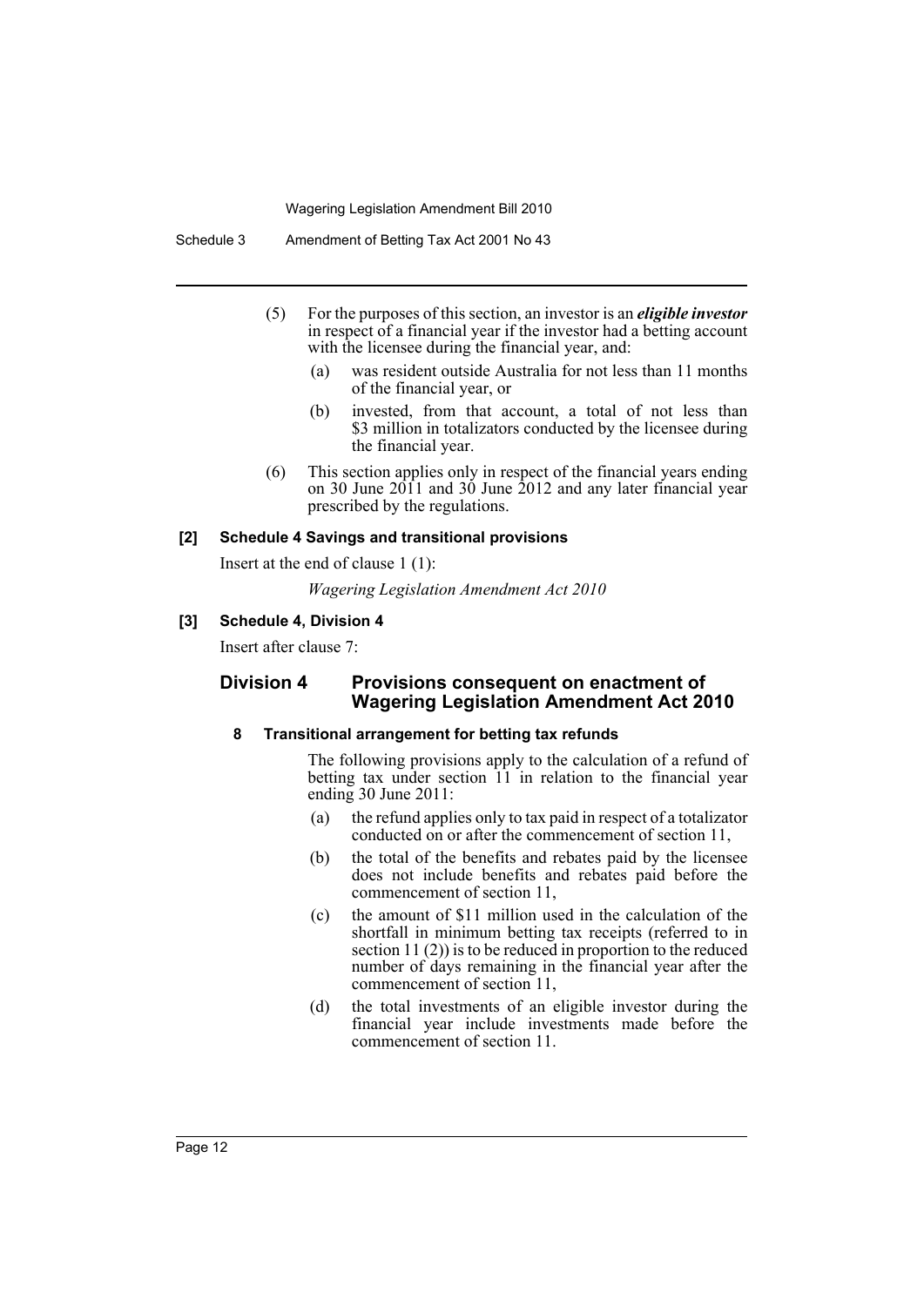(5) For the purposes of this section, an investor is an ***eligible investor*** in respect of a financial year if the investor had a betting account with the licensee during the financial year, and:

(a) was resident outside Australia for not less than 11 months of the financial year, or

(b) invested, from that account, a total of not less than $3 million in totalizators conducted by the licensee during the financial year.

(6) This section applies only in respect of the financial years ending on 30 June 2011 and 30 June 2012 and any later financial year prescribed by the regulations.

**[2] Schedule 4 Savings and transitional provisions**

Insert at the end of clause 1 (1):

*Wagering Legislation Amendment Act 2010*

**[3] Schedule 4, Division 4**

Insert after clause 7:

## Division 4 Provisions consequent on enactment of Wagering Legislation Amendment Act 2010

**8 Transitional arrangement for betting tax refunds**

The following provisions apply to the calculation of a refund of betting tax under section 11 in relation to the financial year ending 30 June 2011:

(a) the refund applies only to tax paid in respect of a totalizator conducted on or after the commencement of section 11,

(b) the total of the benefits and rebates paid by the licensee does not include benefits and rebates paid before the commencement of section 11,

(c) the amount of $11 million used in the calculation of the shortfall in minimum betting tax receipts (referred to in section 11 (2)) is to be reduced in proportion to the reduced number of days remaining in the financial year after the commencement of section 11,

(d) the total investments of an eligible investor during the financial year include investments made before the commencement of section 11.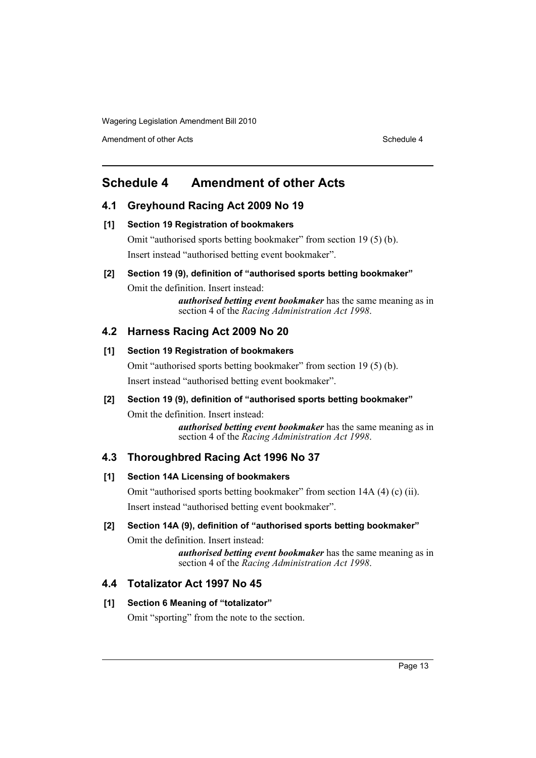# Schedule 4 Amendment of other Acts

## 4.1 Greyhound Racing Act 2009 No 19

### [1] Section 19 Registration of bookmakers

Omit "authorised sports betting bookmaker" from section 19 (5) (b).

Insert instead "authorised betting event bookmaker".

### [2] Section 19 (9), definition of "authorised sports betting bookmaker"

Omit the definition. Insert instead:

> ***authorised betting event bookmaker*** has the same meaning as in section 4 of the *Racing Administration Act 1998*.

## 4.2 Harness Racing Act 2009 No 20

### [1] Section 19 Registration of bookmakers

Omit "authorised sports betting bookmaker" from section 19 (5) (b).

Insert instead "authorised betting event bookmaker".

### [2] Section 19 (9), definition of "authorised sports betting bookmaker"

Omit the definition. Insert instead:

> ***authorised betting event bookmaker*** has the same meaning as in section 4 of the *Racing Administration Act 1998*.

## 4.3 Thoroughbred Racing Act 1996 No 37

### [1] Section 14A Licensing of bookmakers

Omit "authorised sports betting bookmaker" from section 14A (4) (c) (ii).

Insert instead "authorised betting event bookmaker".

### [2] Section 14A (9), definition of "authorised sports betting bookmaker"

Omit the definition. Insert instead:

> ***authorised betting event bookmaker*** has the same meaning as in section 4 of the *Racing Administration Act 1998*.

## 4.4 Totalizator Act 1997 No 45

### [1] Section 6 Meaning of "totalizator"

Omit "sporting" from the note to the section.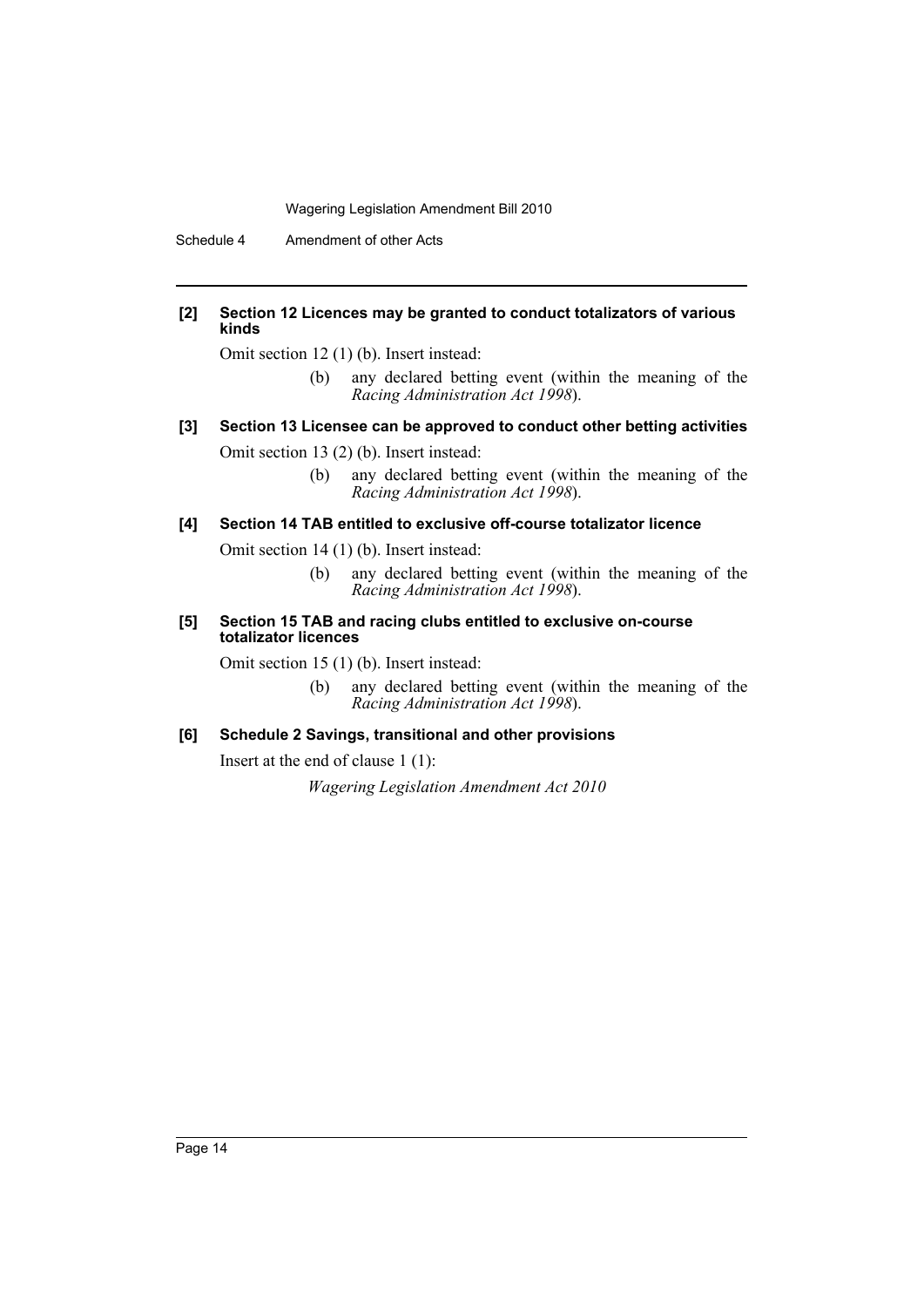**[2] Section 12 Licences may be granted to conduct totalizators of various kinds**

Omit section 12 (1) (b). Insert instead:

> (b) any declared betting event (within the meaning of the *Racing Administration Act 1998*).

**[3] Section 13 Licensee can be approved to conduct other betting activities**

Omit section 13 (2) (b). Insert instead:

> (b) any declared betting event (within the meaning of the *Racing Administration Act 1998*).

**[4] Section 14 TAB entitled to exclusive off-course totalizator licence**

Omit section 14 (1) (b). Insert instead:

> (b) any declared betting event (within the meaning of the *Racing Administration Act 1998*).

**[5] Section 15 TAB and racing clubs entitled to exclusive on-course totalizator licences**

Omit section 15 (1) (b). Insert instead:

> (b) any declared betting event (within the meaning of the *Racing Administration Act 1998*).

**[6] Schedule 2 Savings, transitional and other provisions**

Insert at the end of clause 1 (1):

> *Wagering Legislation Amendment Act 2010*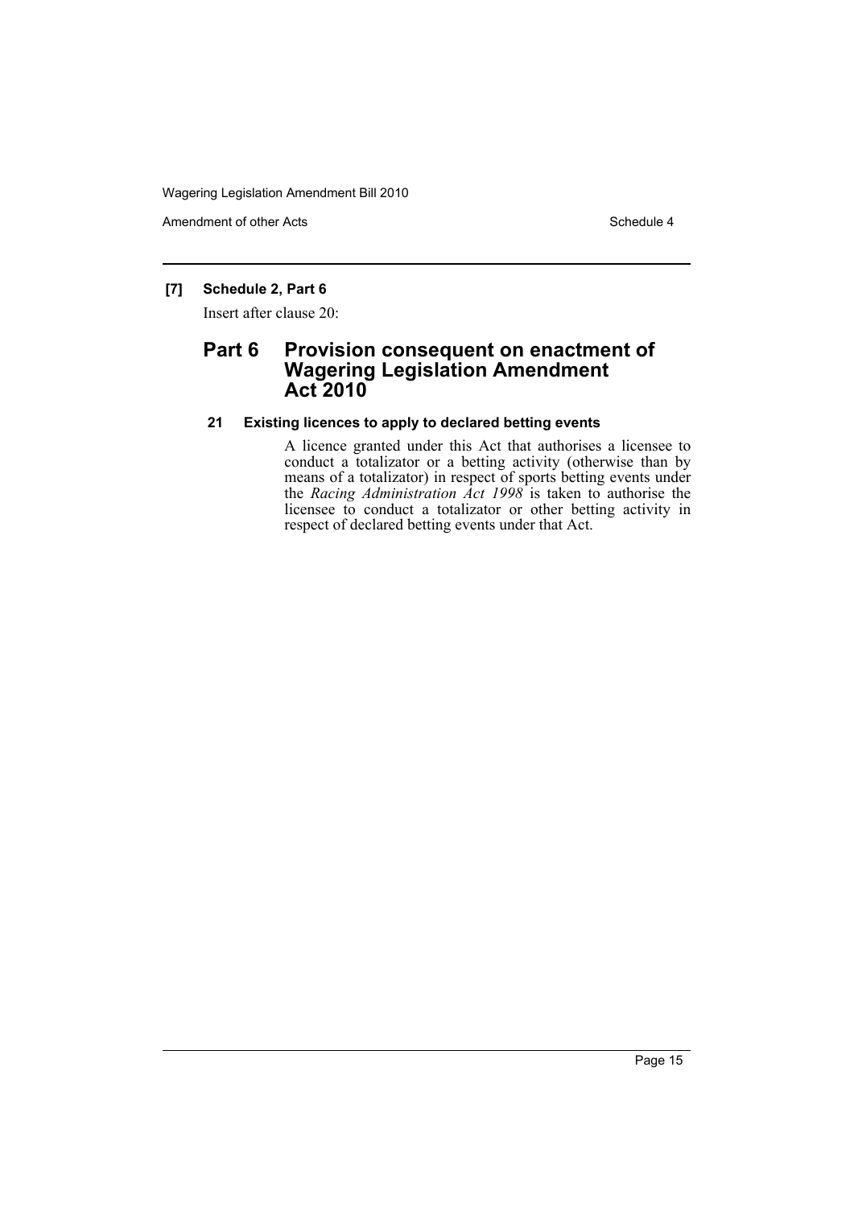**[7] Schedule 2, Part 6**

Insert after clause 20:

## Part 6 Provision consequent on enactment of Wagering Legislation Amendment Act 2010

### 21 Existing licences to apply to declared betting events

A licence granted under this Act that authorises a licensee to conduct a totalizator or a betting activity (otherwise than by means of a totalizator) in respect of sports betting events under the *Racing Administration Act 1998* is taken to authorise the licensee to conduct a totalizator or other betting activity in respect of declared betting events under that Act.